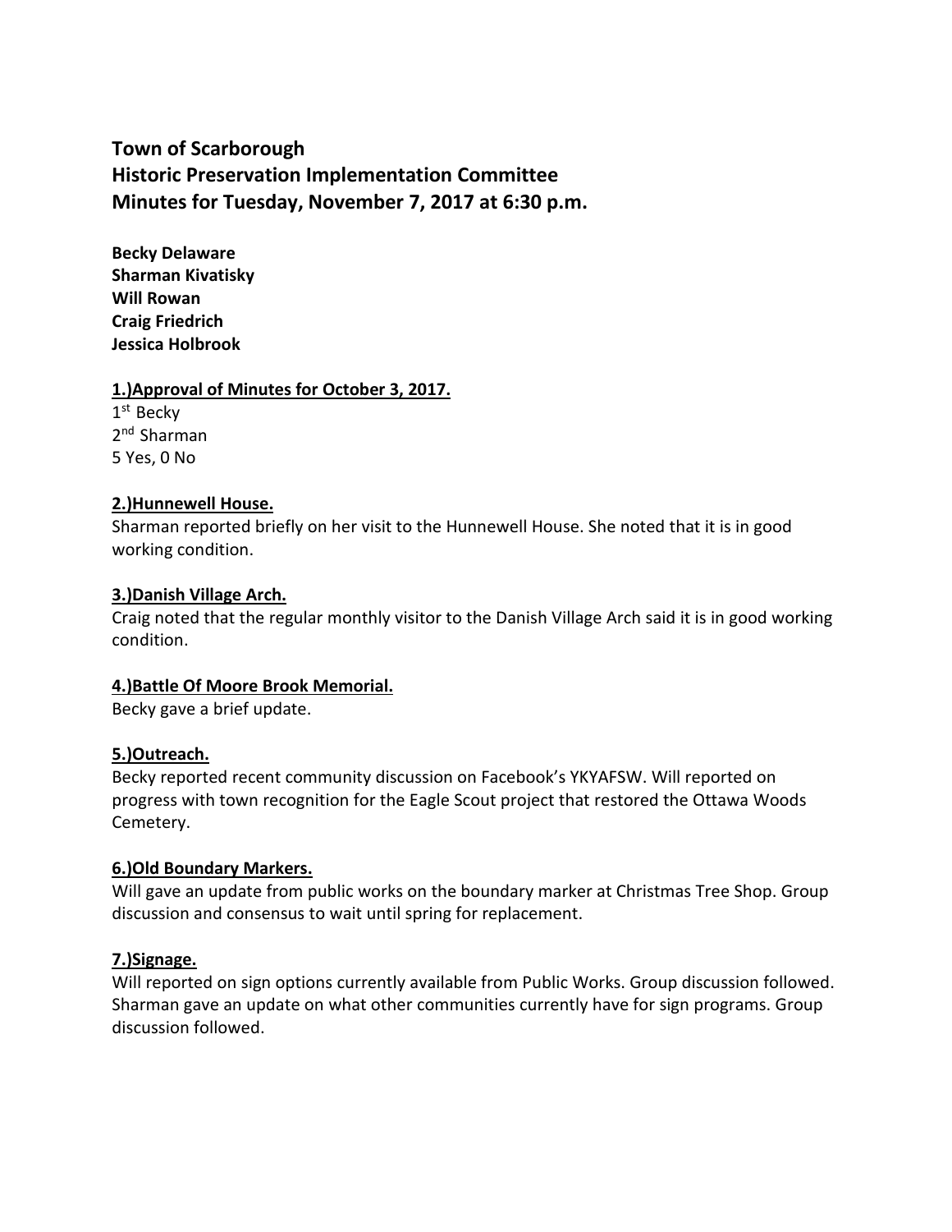# Town of Scarborough
## Historic Preservation Implementation Committee
## Minutes for Tuesday, November 7, 2017 at 6:30 p.m.

**Becky Delaware**
**Sharman Kivatisky**
**Will Rowan**
**Craig Friedrich**
**Jessica Holbrook**

**1.)Approval of Minutes for October 3, 2017.**

1st Becky
2nd Sharman
5 Yes, 0 No

**2.)Hunnewell House.**

Sharman reported briefly on her visit to the Hunnewell House. She noted that it is in good working condition.

**3.)Danish Village Arch.**

Craig noted that the regular monthly visitor to the Danish Village Arch said it is in good working condition.

**4.)Battle Of Moore Brook Memorial.**

Becky gave a brief update.

**5.)Outreach.**

Becky reported recent community discussion on Facebook's YKYAFSW. Will reported on progress with town recognition for the Eagle Scout project that restored the Ottawa Woods Cemetery.

**6.)Old Boundary Markers.**

Will gave an update from public works on the boundary marker at Christmas Tree Shop. Group discussion and consensus to wait until spring for replacement.

**7.)Signage.**

Will reported on sign options currently available from Public Works. Group discussion followed. Sharman gave an update on what other communities currently have for sign programs. Group discussion followed.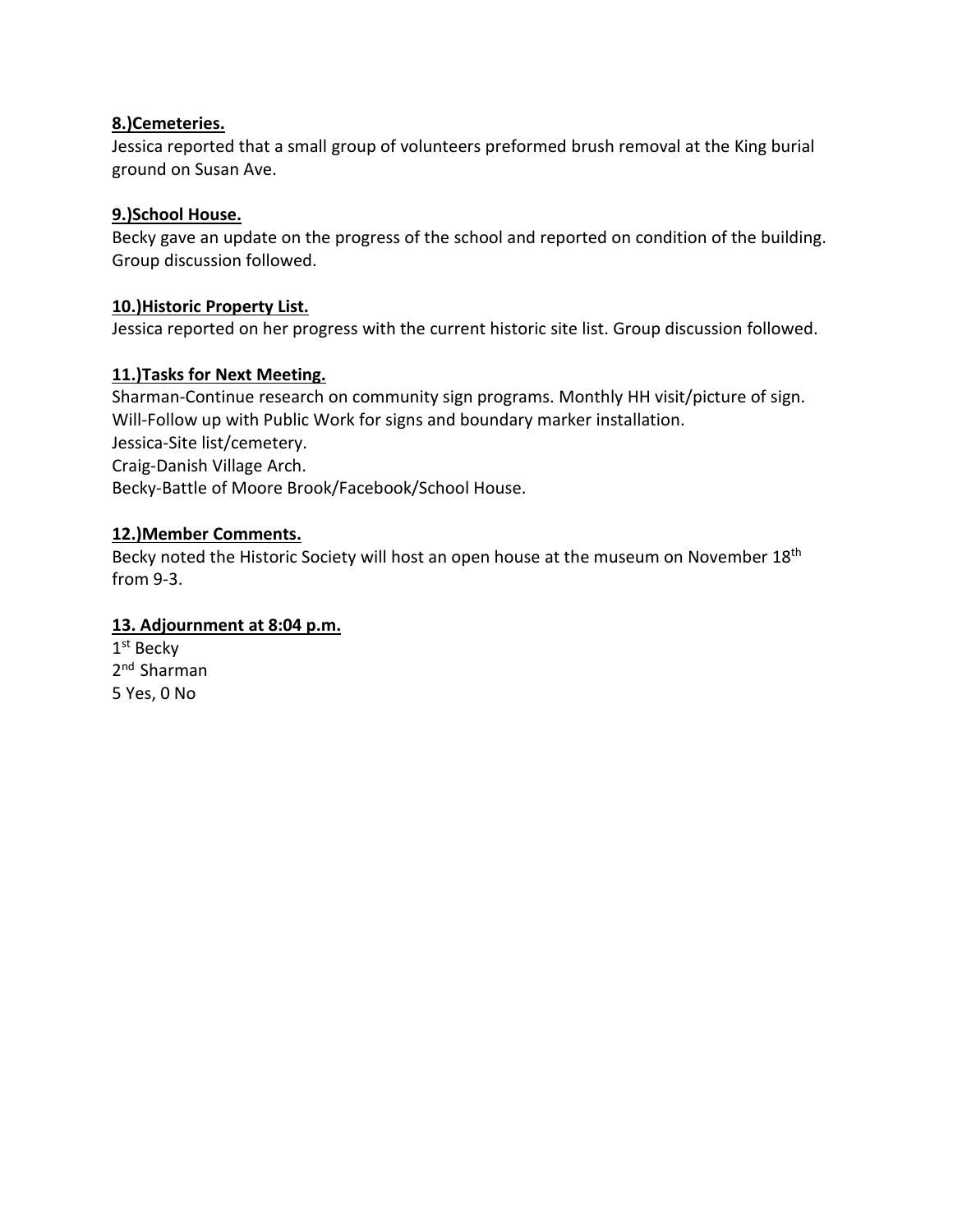**8.)Cemeteries.**

Jessica reported that a small group of volunteers preformed brush removal at the King burial ground on Susan Ave.

**9.)School House.**

Becky gave an update on the progress of the school and reported on condition of the building. Group discussion followed.

**10.)Historic Property List.**

Jessica reported on her progress with the current historic site list. Group discussion followed.

**11.)Tasks for Next Meeting.**

Sharman-Continue research on community sign programs. Monthly HH visit/picture of sign.
Will-Follow up with Public Work for signs and boundary marker installation.
Jessica-Site list/cemetery.
Craig-Danish Village Arch.
Becky-Battle of Moore Brook/Facebook/School House.

**12.)Member Comments.**

Becky noted the Historic Society will host an open house at the museum on November 18th from 9-3.

**13. Adjournment at 8:04 p.m.**

1st Becky
2nd Sharman
5 Yes, 0 No